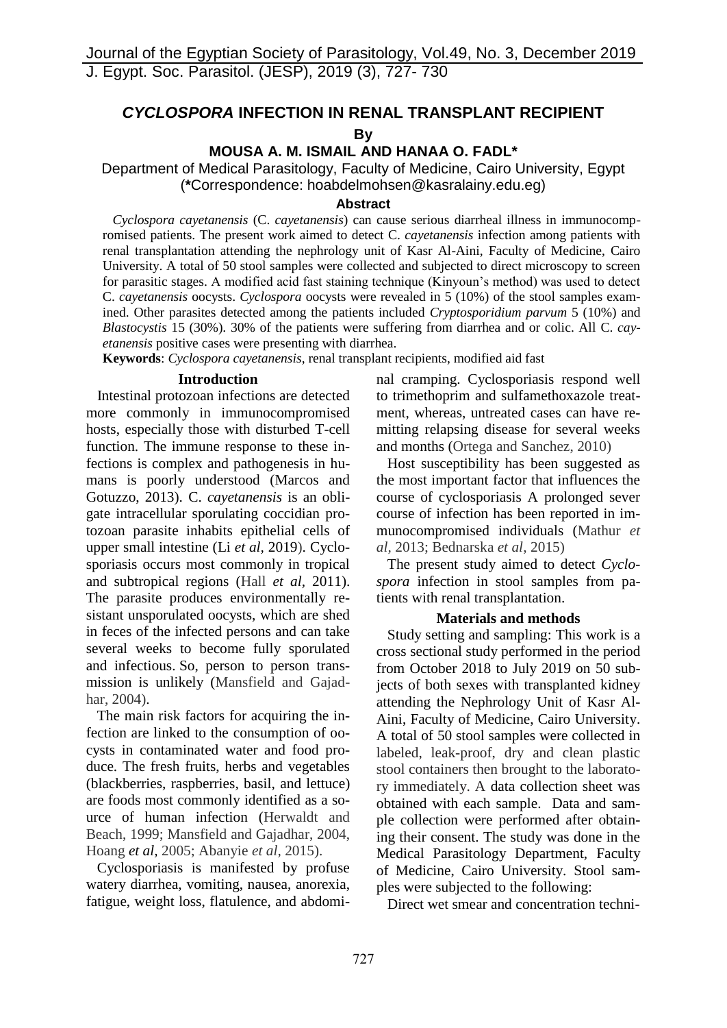# *CYCLOSPORA* INFECTION IN RENAL TRANSPLANT RECIPIENT

**By**

**MOUSA A. M. ISMAIL AND HANAA O. FADL\***

Department of Medical Parasitology, Faculty of Medicine, Cairo University, Egypt (**\***Correspondence: hoabdelmohsen@kasralainy.edu.eg)

**Abstract**

*Cyclospora cayetanensis* (C. *cayetanensis*) can cause serious diarrheal illness in immunocompromised patients. The present work aimed to detect C. *cayetanensis* infection among patients with renal transplantation attending the nephrology unit of Kasr Al-Aini, Faculty of Medicine, Cairo University. A total of 50 stool samples were collected and subjected to direct microscopy to screen for parasitic stages. A modified acid fast staining technique (Kinyoun's method) was used to detect C. *cayetanensis* oocysts. *Cyclospora* oocysts were revealed in 5 (10%) of the stool samples examined. Other parasites detected among the patients included *Cryptosporidium parvum* 5 (10%) and *Blastocystis* 15 (30%). 30% of the patients were suffering from diarrhea and or colic. All C. *cayetanensis* positive cases were presenting with diarrhea.

**Keywords**: *Cyclospora cayetanensis*, renal transplant recipients, modified aid fast

## Introduction

Intestinal protozoan infections are detected more commonly in immunocompromised hosts, especially those with disturbed T-cell function. The immune response to these infections is complex and pathogenesis in humans is poorly understood (Marcos and Gotuzzo, 2013). C. *cayetanensis* is an obligate intracellular sporulating coccidian protozoan parasite inhabits epithelial cells of upper small intestine (Li *et al*, 2019). Cyclosporiasis occurs most commonly in tropical and subtropical regions (Hall *et al*, 2011). The parasite produces environmentally resistant unsporulated oocysts, which are shed in feces of the infected persons and can take several weeks to become fully sporulated and infectious. So, person to person transmission is unlikely (Mansfield and Gajadhar, 2004).

The main risk factors for acquiring the infection are linked to the consumption of oocysts in contaminated water and food produce. The fresh fruits, herbs and vegetables (blackberries, raspberries, basil, and lettuce) are foods most commonly identified as a source of human infection (Herwaldt and Beach, 1999; Mansfield and Gajadhar, 2004, Hoang *et al*, 2005; Abanyie *et al*, 2015).

Cyclosporiasis is manifested by profuse watery diarrhea, vomiting, nausea, anorexia, fatigue, weight loss, flatulence, and abdominal cramping. Cyclosporiasis respond well to trimethoprim and sulfamethoxazole treatment, whereas, untreated cases can have remitting relapsing disease for several weeks and months (Ortega and Sanchez, 2010)

Host susceptibility has been suggested as the most important factor that influences the course of cyclosporiasis A prolonged sever course of infection has been reported in immunocompromised individuals (Mathur *et al*, 2013; Bednarska *et al*, 2015)

The present study aimed to detect *Cyclospora* infection in stool samples from patients with renal transplantation.

## Materials and methods

Study setting and sampling: This work is a cross sectional study performed in the period from October 2018 to July 2019 on 50 subjects of both sexes with transplanted kidney attending the Nephrology Unit of Kasr Al-Aini, Faculty of Medicine, Cairo University. A total of 50 stool samples were collected in labeled, leak-proof, dry and clean plastic stool containers then brought to the laboratory immediately. A data collection sheet was obtained with each sample. Data and sample collection were performed after obtaining their consent. The study was done in the Medical Parasitology Department, Faculty of Medicine, Cairo University. Stool samples were subjected to the following:

Direct wet smear and concentration techni-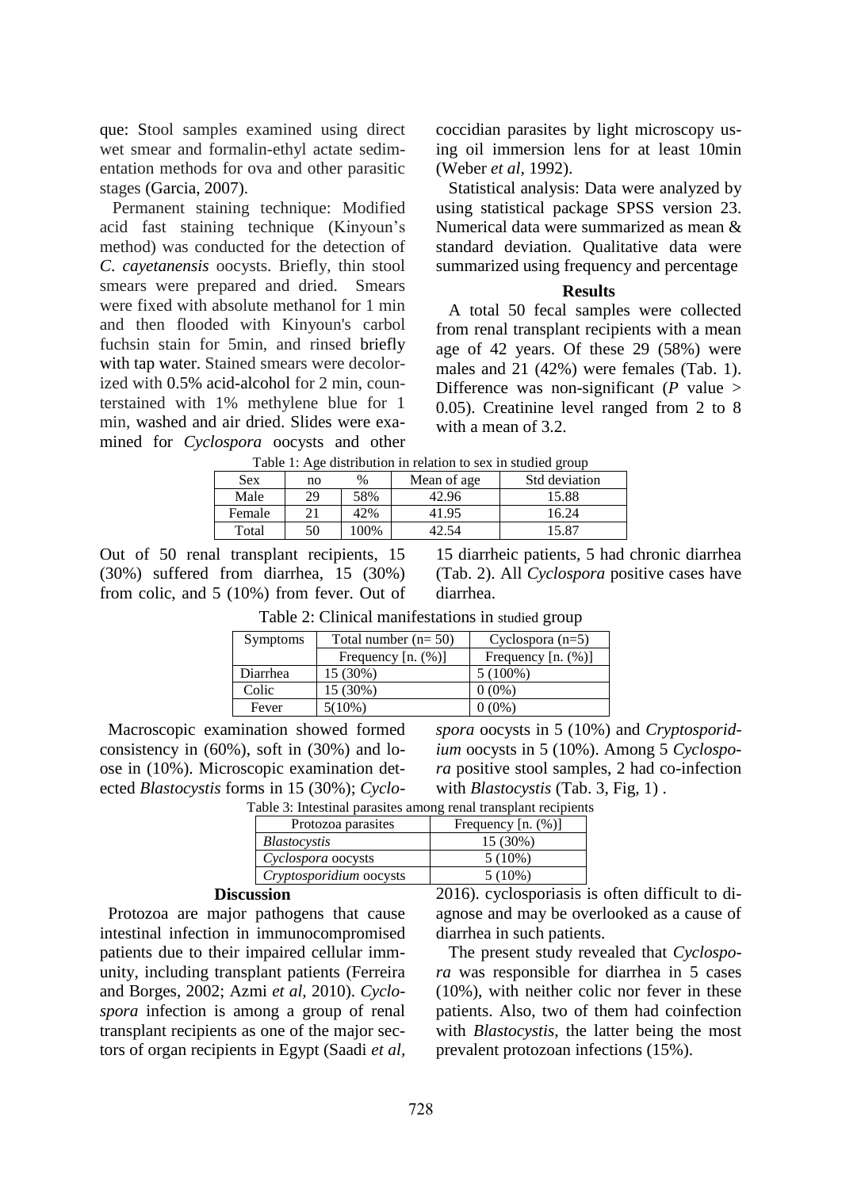que: Stool samples examined using direct wet smear and formalin-ethyl actate sedimentation methods for ova and other parasitic stages (Garcia, 2007).

Permanent staining technique: Modified acid fast staining technique (Kinyoun's method) was conducted for the detection of *C. cayetanensis* oocysts. Briefly, thin stool smears were prepared and dried. Smears were fixed with absolute methanol for 1 min and then flooded with Kinyoun's carbol fuchsin stain for 5min, and rinsed briefly with tap water. Stained smears were decolorized with 0.5% acid-alcohol for 2 min, counterstained with 1% methylene blue for 1 min, washed and air dried. Slides were examined for *Cyclospora* oocysts and other coccidian parasites by light microscopy using oil immersion lens for at least 10min (Weber *et al*, 1992).

Statistical analysis: Data were analyzed by using statistical package SPSS version 23. Numerical data were summarized as mean & standard deviation. Qualitative data were summarized using frequency and percentage

## Results

A total 50 fecal samples were collected from renal transplant recipients with a mean age of 42 years. Of these 29 (58%) were males and 21 (42%) were females (Tab. 1). Difference was non-significant (*P* value > 0.05). Creatinine level ranged from 2 to 8 with a mean of 3.2.

Table 1: Age distribution in relation to sex in studied group

| Sex | no | % | Mean of age | Std deviation |
|---|---|---|---|---|
| Male | 29 | 58% | 42.96 | 15.88 |
| Female | 21 | 42% | 41.95 | 16.24 |
| Total | 50 | 100% | 42.54 | 15.87 |

Out of 50 renal transplant recipients, 15 (30%) suffered from diarrhea, 15 (30%) from colic, and 5 (10%) from fever. Out of 15 diarrheic patients, 5 had chronic diarrhea (Tab. 2). All *Cyclospora* positive cases have diarrhea.

Table 2: Clinical manifestations in studied group

| Symptoms | Total number (n= 50) | Cyclospora (n=5) |
|---|---|---|
| | Frequency [n. (%)] | Frequency [n. (%)] |
| Diarrhea | 15 (30%) | 5 (100%) |
| Colic | 15 (30%) | 0 (0%) |
| Fever | 5(10%) | 0 (0%) |

Macroscopic examination showed formed consistency in (60%), soft in (30%) and loose in (10%). Microscopic examination detected *Blastocystis* forms in 15 (30%); *Cyclospora* oocysts in 5 (10%) and *Cryptosporidium* oocysts in 5 (10%). Among 5 *Cyclospora* positive stool samples, 2 had co-infection with *Blastocystis* (Tab. 3, Fig, 1) .

Table 3: Intestinal parasites among renal transplant recipients

| Protozoa parasites | Frequency [n. (%)] |
|---|---|
| *Blastocystis* | 15 (30%) |
| *Cyclospora* oocysts | 5 (10%) |
| *Cryptosporidium* oocysts | 5 (10%) |

## Discussion

Protozoa are major pathogens that cause intestinal infection in immunocompromised patients due to their impaired cellular immunity, including transplant patients (Ferreira and Borges, 2002; Azmi *et al*, 2010). *Cyclospora* infection is among a group of renal transplant recipients as one of the major sectors of organ recipients in Egypt (Saadi *et al*, 2016). cyclosporiasis is often difficult to diagnose and may be overlooked as a cause of diarrhea in such patients.

The present study revealed that *Cyclospora* was responsible for diarrhea in 5 cases (10%), with neither colic nor fever in these patients. Also, two of them had coinfection with *Blastocystis*, the latter being the most prevalent protozoan infections (15%).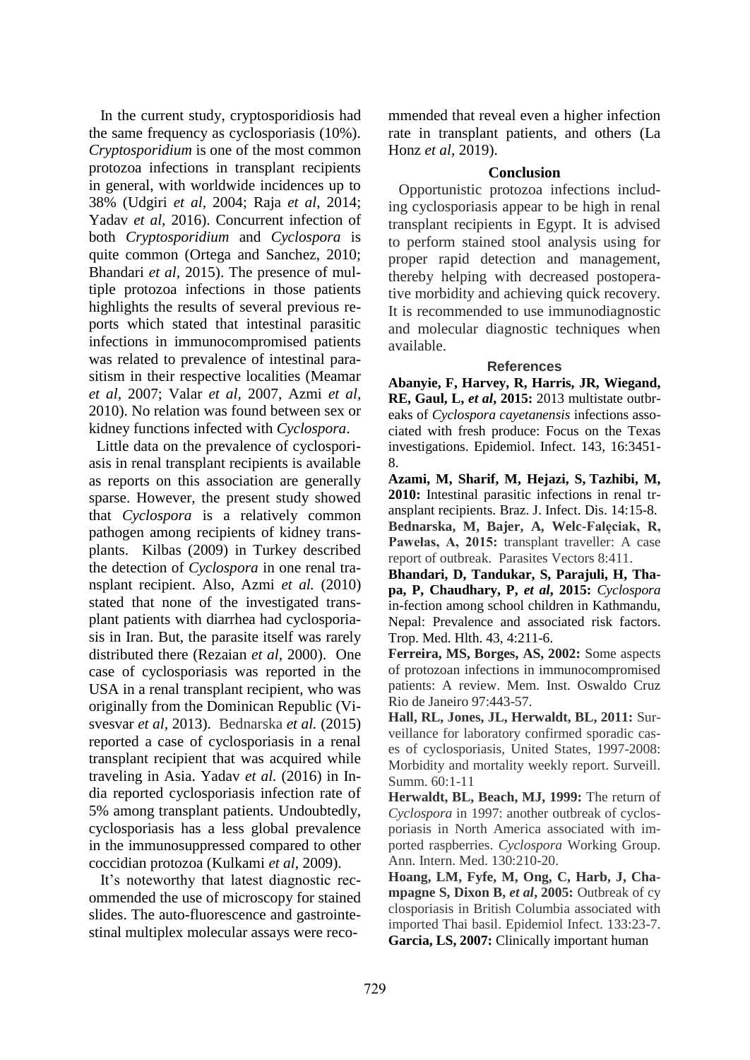In the current study, cryptosporidiosis had the same frequency as cyclosporiasis (10%). *Cryptosporidium* is one of the most common protozoa infections in transplant recipients in general, with worldwide incidences up to 38% (Udgiri *et al*, 2004; Raja *et al*, 2014; Yadav *et al*, 2016). Concurrent infection of both *Cryptosporidium* and *Cyclospora* is quite common (Ortega and Sanchez, 2010; Bhandari *et al*, 2015). The presence of multiple protozoa infections in those patients highlights the results of several previous reports which stated that intestinal parasitic infections in immunocompromised patients was related to prevalence of intestinal parasitism in their respective localities (Meamar *et al*, 2007; Valar *et al*, 2007, Azmi *et al*, 2010). No relation was found between sex or kidney functions infected with *Cyclospora*.

Little data on the prevalence of cyclosporiasis in renal transplant recipients is available as reports on this association are generally sparse. However, the present study showed that *Cyclospora* is a relatively common pathogen among recipients of kidney transplants. Kilbas (2009) in Turkey described the detection of *Cyclospora* in one renal transplant recipient. Also, Azmi *et al.* (2010) stated that none of the investigated transplant patients with diarrhea had cyclosporiasis in Iran. But, the parasite itself was rarely distributed there (Rezaian *et al*, 2000). One case of cyclosporiasis was reported in the USA in a renal transplant recipient, who was originally from the Dominican Republic (Visvesvar *et al*, 2013). Bednarska *et al.* (2015) reported a case of cyclosporiasis in a renal transplant recipient that was acquired while traveling in Asia. Yadav *et al.* (2016) in India reported cyclosporiasis infection rate of 5% among transplant patients. Undoubtedly, cyclosporiasis has a less global prevalence in the immunosuppressed compared to other coccidian protozoa (Kulkami *et al*, 2009).

It's noteworthy that latest diagnostic recommended the use of microscopy for stained slides. The auto-fluorescence and gastrointestinal multiplex molecular assays were recommended that reveal even a higher infection rate in transplant patients, and others (La Honz *et al*, 2019).

## Conclusion

Opportunistic protozoa infections including cyclosporiasis appear to be high in renal transplant recipients in Egypt. It is advised to perform stained stool analysis using for proper rapid detection and management, thereby helping with decreased postoperative morbidity and achieving quick recovery. It is recommended to use immunodiagnostic and molecular diagnostic techniques when available.

## References

**Abanyie, F, Harvey, R, Harris, JR, Wiegand, RE, Gaul, L, *et al*, 2015:** 2013 multistate outbreaks of *Cyclospora cayetanensis* infections associated with fresh produce: Focus on the Texas investigations. Epidemiol. Infect. 143, 16:3451-8.

**Azami, M, Sharif, M, Hejazi, S, Tazhibi, M, 2010:** Intestinal parasitic infections in renal transplant recipients. Braz. J. Infect. Dis. 14:15-8.

**Bednarska, M, Bajer, A, Welc-Falęciak, R, Pawełas, A, 2015:** transplant traveller: A case report of outbreak. Parasites Vectors 8:411.

**Bhandari, D, Tandukar, S, Parajuli, H, Thapa, P, Chaudhary, P, *et al*, 2015:** *Cyclospora* in-fection among school children in Kathmandu, Nepal: Prevalence and associated risk factors. Trop. Med. Hlth. 43, 4:211-6.

**Ferreira, MS, Borges, AS, 2002:** Some aspects of protozoan infections in immunocompromised patients: A review. Mem. Inst. Oswaldo Cruz Rio de Janeiro 97:443-57.

**Hall, RL, Jones, JL, Herwaldt, BL, 2011:** Surveillance for laboratory confirmed sporadic cases of cyclosporiasis, United States, 1997-2008: Morbidity and mortality weekly report. Surveill. Summ. 60:1-11

**Herwaldt, BL, Beach, MJ, 1999:** The return of *Cyclospora* in 1997: another outbreak of cyclosporiasis in North America associated with imported raspberries. *Cyclospora* Working Group. Ann. Intern. Med. 130:210-20.

**Hoang, LM, Fyfe, M, Ong, C, Harb, J, Champagne S, Dixon B, *et al*, 2005:** Outbreak of cy closporiasis in British Columbia associated with imported Thai basil. Epidemiol Infect. 133:23-7.

**Garcia, LS, 2007:** Clinically important human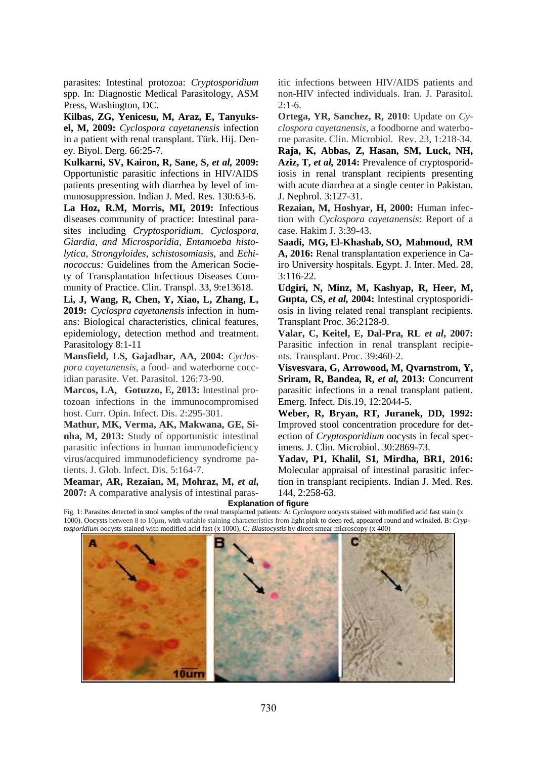parasites: Intestinal protozoa: *Cryptosporidium* spp. In: Diagnostic Medical Parasitology, ASM Press, Washington, DC.

**Kilbas, ZG, Yenicesu, M, Araz, E, Tanyuksel, M, 2009:** *Cyclospora cayetanensis* infection in a patient with renal transplant. Türk. Hij. Deney. Biyol. Derg. 66:25-7.

**Kulkarni, SV, Kairon, R, Sane, S, *et al*, 2009:** Opportunistic parasitic infections in HIV/AIDS patients presenting with diarrhea by level of immunosuppression. Indian J. Med. Res. 130:63-6.

**La Hoz, R.M, Morris, MI, 2019:** Infectious diseases community of practice: Intestinal parasites including *Cryptosporidium, Cyclospora, Giardia, and Microsporidia, Entamoeba histolytica, Strongyloides, schistosomiasis,* and *Echinococcus:* Guidelines from the American Society of Transplantation Infectious Diseases Community of Practice. Clin. Transpl. 33, 9:e13618.

**Li, J, Wang, R, Chen, Y, Xiao, L, Zhang, L, 2019:** *Cyclospra cayetanensis* infection in humans: Biological characteristics, clinical features, epidemiology, detection method and treatment. Parasitology 8:1-11

**Mansfield, LS, Gajadhar, AA, 2004:** *Cyclospora cayetanensis*, a food- and waterborne coccidian parasite. Vet. Parasitol. 126:73-90.

**Marcos, LA, Gotuzzo, E, 2013:** Intestinal protozoan infections in the immunocompromised host. Curr. Opin. Infect. Dis. 2:295-301.

**Mathur, MK, Verma, AK, Makwana, GE, Sinha, M, 2013:** Study of opportunistic intestinal parasitic infections in human immunodeficiency virus/acquired immunodeficiency syndrome patients. J. Glob. Infect. Dis. 5:164-7.

**Meamar, AR, Rezaian, M, Mohraz, M, *et al*, 2007:** A comparative analysis of intestinal parasitic infections between HIV/AIDS patients and non-HIV infected individuals. Iran. J. Parasitol. 2:1-6.

**Ortega, YR, Sanchez, R, 2010**: Update on *Cyclospora cayetanensis*, a foodborne and waterborne parasite. Clin. Microbiol. Rev. 23, 1:218-34.

**Raja, K, Abbas, Z, Hasan, SM, Luck, NH, Aziz, T, *et al*, 2014:** Prevalence of cryptosporidiosis in renal transplant recipients presenting with acute diarrhea at a single center in Pakistan. J. Nephrol. 3:127-31.

**Rezaian, M, Hoshyar, H, 2000:** Human infection with *Cyclospora cayetanensis*: Report of a case. Hakim J. 3:39-43.

**Saadi, MG, El-Khashab, SO, Mahmoud, RM A, 2016:** Renal transplantation experience in Cairo University hospitals. Egypt. J. Inter. Med. 28, 3:116-22.

**Udgiri, N, Minz, M, Kashyap, R, Heer, M, Gupta, CS, *et al*, 2004:** Intestinal cryptosporidiosis in living related renal transplant recipients. Transplant Proc. 36:2128-9.

**Valar, C, Keitel, E, Dal-Pra, RL *et al*, 2007:** Parasitic infection in renal transplant recipients. Transplant. Proc. 39:460-2.

**Visvesvara, G, Arrowood, M, Qvarnstrom, Y, Sriram, R, Bandea, R, *et al*, 2013:** Concurrent parasitic infections in a renal transplant patient. Emerg. Infect. Dis.19, 12:2044-5.

**Weber, R, Bryan, RT, Juranek, DD, 1992:** Improved stool concentration procedure for detection of *Cryptosporidium* oocysts in fecal specimens. J. Clin. Microbiol. 30:2869-73.

**Yadav, P1, Khalil, S1, Mirdha, BR1, 2016:** Molecular appraisal of intestinal parasitic infection in transplant recipients. Indian J. Med. Res. 144, 2:258-63.

**Explanation of figure**

Fig. 1: Parasites detected in stool samples of the renal transplanted patients: A: *Cyclospora* oocysts stained with modified acid fast stain (x 1000). Oocysts between 8 to 10µm, with variable staining characteristics from light pink to deep red, appeared round and wrinkled. B: *Cryptosporidium* oocysts stained with modified acid fast (x 1000), C: *Blastocystis* by direct smear microscopy (x 400)

A B C

10um